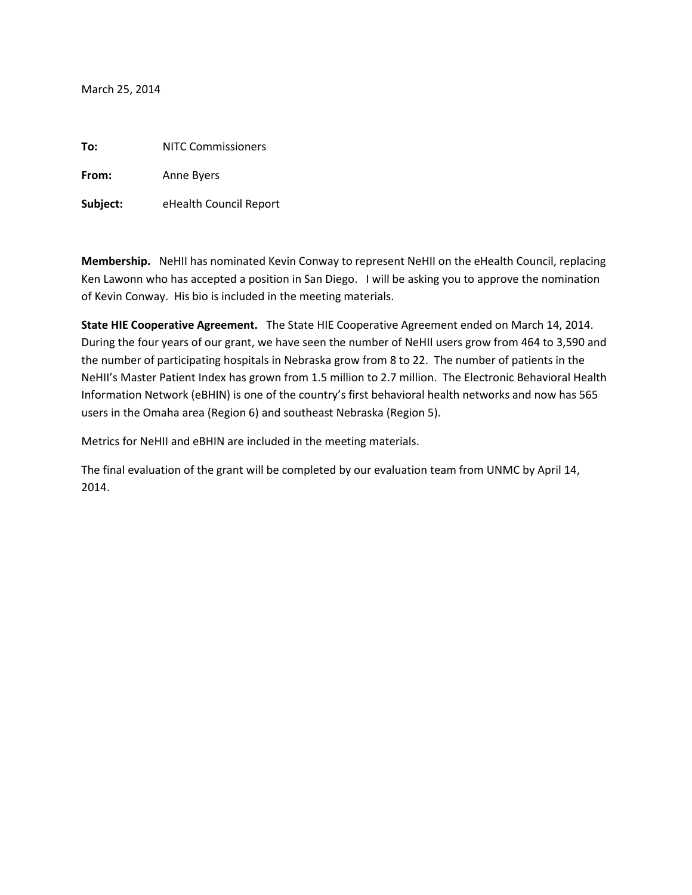March 25, 2014

**To:** NITC Commissioners

**From:** Anne Byers

**Subject:** eHealth Council Report

**Membership.** NeHII has nominated Kevin Conway to represent NeHII on the eHealth Council, replacing Ken Lawonn who has accepted a position in San Diego. I will be asking you to approve the nomination of Kevin Conway. His bio is included in the meeting materials.

**State HIE Cooperative Agreement.** The State HIE Cooperative Agreement ended on March 14, 2014. During the four years of our grant, we have seen the number of NeHII users grow from 464 to 3,590 and the number of participating hospitals in Nebraska grow from 8 to 22. The number of patients in the NeHII's Master Patient Index has grown from 1.5 million to 2.7 million. The Electronic Behavioral Health Information Network (eBHIN) is one of the country's first behavioral health networks and now has 565 users in the Omaha area (Region 6) and southeast Nebraska (Region 5).

Metrics for NeHII and eBHIN are included in the meeting materials.

The final evaluation of the grant will be completed by our evaluation team from UNMC by April 14, 2014.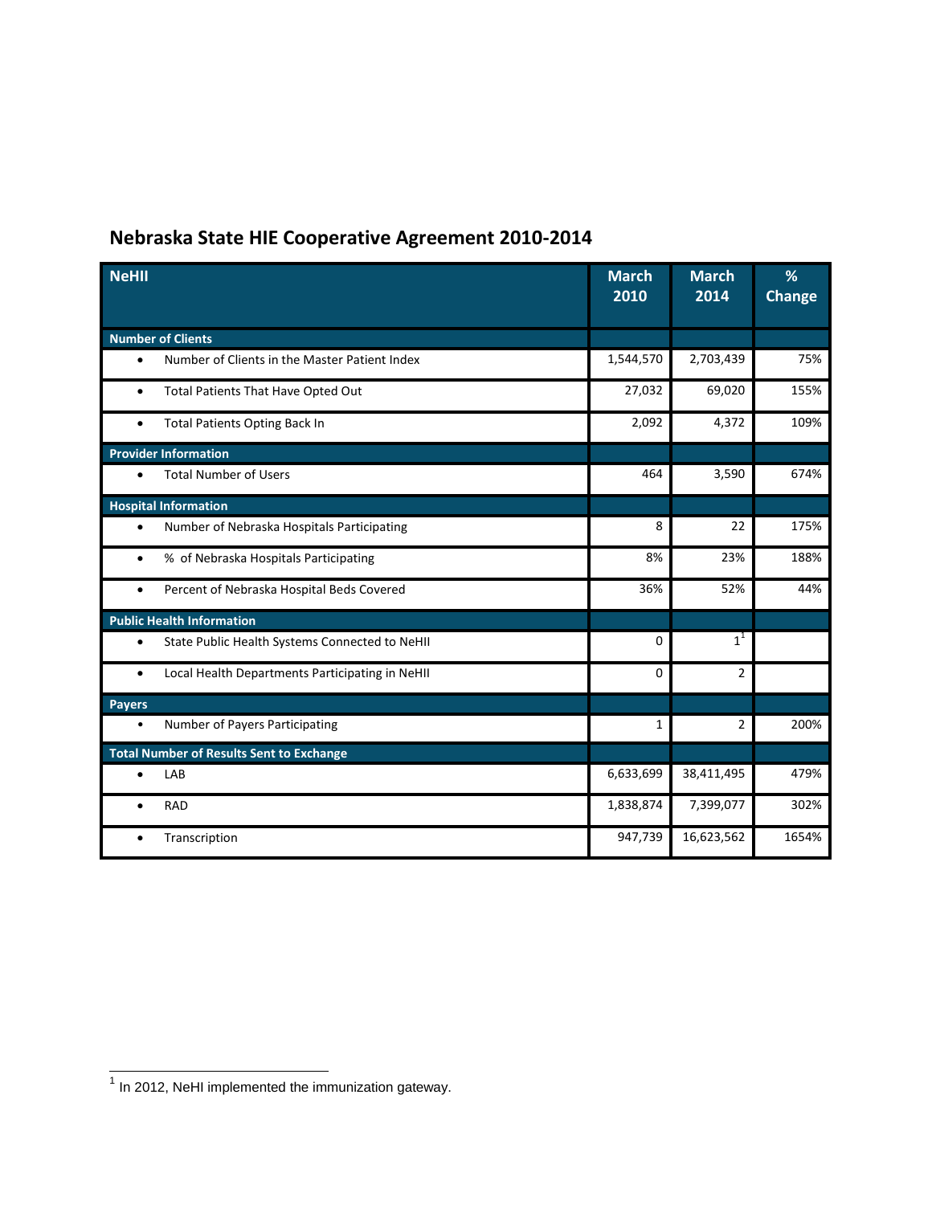## Nebraska State HIE Cooperative Agreement 2010-2014

| NeHII | March 2010 | March 2014 | % Change |
|---|---|---|---|
| **Number of Clients** | | | |
| • Number of Clients in the Master Patient Index | 1,544,570 | 2,703,439 | 75% |
| • Total Patients That Have Opted Out | 27,032 | 69,020 | 155% |
| • Total Patients Opting Back In | 2,092 | 4,372 | 109% |
| **Provider Information** | | | |
| • Total Number of Users | 464 | 3,590 | 674% |
| **Hospital Information** | | | |
| • Number of Nebraska Hospitals Participating | 8 | 22 | 175% |
| • % of Nebraska Hospitals Participating | 8% | 23% | 188% |
| • Percent of Nebraska Hospital Beds Covered | 36% | 52% | 44% |
| **Public Health Information** | | | |
| • State Public Health Systems Connected to NeHII | 0 | 1[1] | |
| • Local Health Departments Participating in NeHII | 0 | 2 | |
| **Payers** | | | |
| • Number of Payers Participating | 1 | 2 | 200% |
| **Total Number of Results Sent to Exchange** | | | |
| • LAB | 6,633,699 | 38,411,495 | 479% |
| • RAD | 1,838,874 | 7,399,077 | 302% |
| • Transcription | 947,739 | 16,623,562 | 1654% |

[1] In 2012, NeHI implemented the immunization gateway.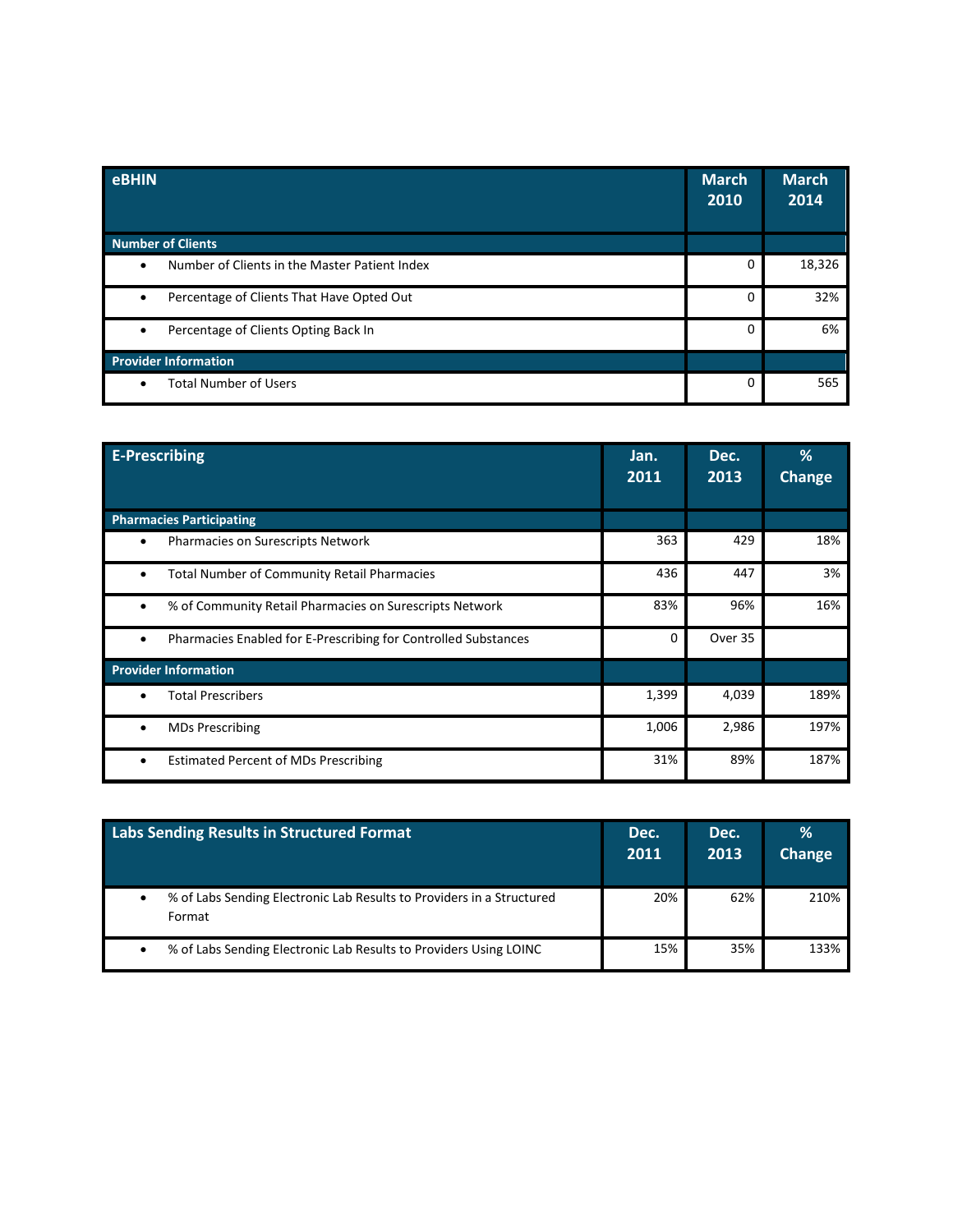| eBHIN | March 2010 | March 2014 |
|---|---|---|
| **Number of Clients** | | |
| • Number of Clients in the Master Patient Index | 0 | 18,326 |
| • Percentage of Clients That Have Opted Out | 0 | 32% |
| • Percentage of Clients Opting Back In | 0 | 6% |
| **Provider Information** | | |
| • Total Number of Users | 0 | 565 |

| E-Prescribing | Jan. 2011 | Dec. 2013 | % Change |
|---|---|---|---|
| **Pharmacies Participating** | | | |
| • Pharmacies on Surescripts Network | 363 | 429 | 18% |
| • Total Number of Community Retail Pharmacies | 436 | 447 | 3% |
| • % of Community Retail Pharmacies on Surescripts Network | 83% | 96% | 16% |
| • Pharmacies Enabled for E-Prescribing for Controlled Substances | 0 | Over 35 | |
| **Provider Information** | | | |
| • Total Prescribers | 1,399 | 4,039 | 189% |
| • MDs Prescribing | 1,006 | 2,986 | 197% |
| • Estimated Percent of MDs Prescribing | 31% | 89% | 187% |

| Labs Sending Results in Structured Format | Dec. 2011 | Dec. 2013 | % Change |
|---|---|---|---|
| • % of Labs Sending Electronic Lab Results to Providers in a Structured Format | 20% | 62% | 210% |
| • % of Labs Sending Electronic Lab Results to Providers Using LOINC | 15% | 35% | 133% |